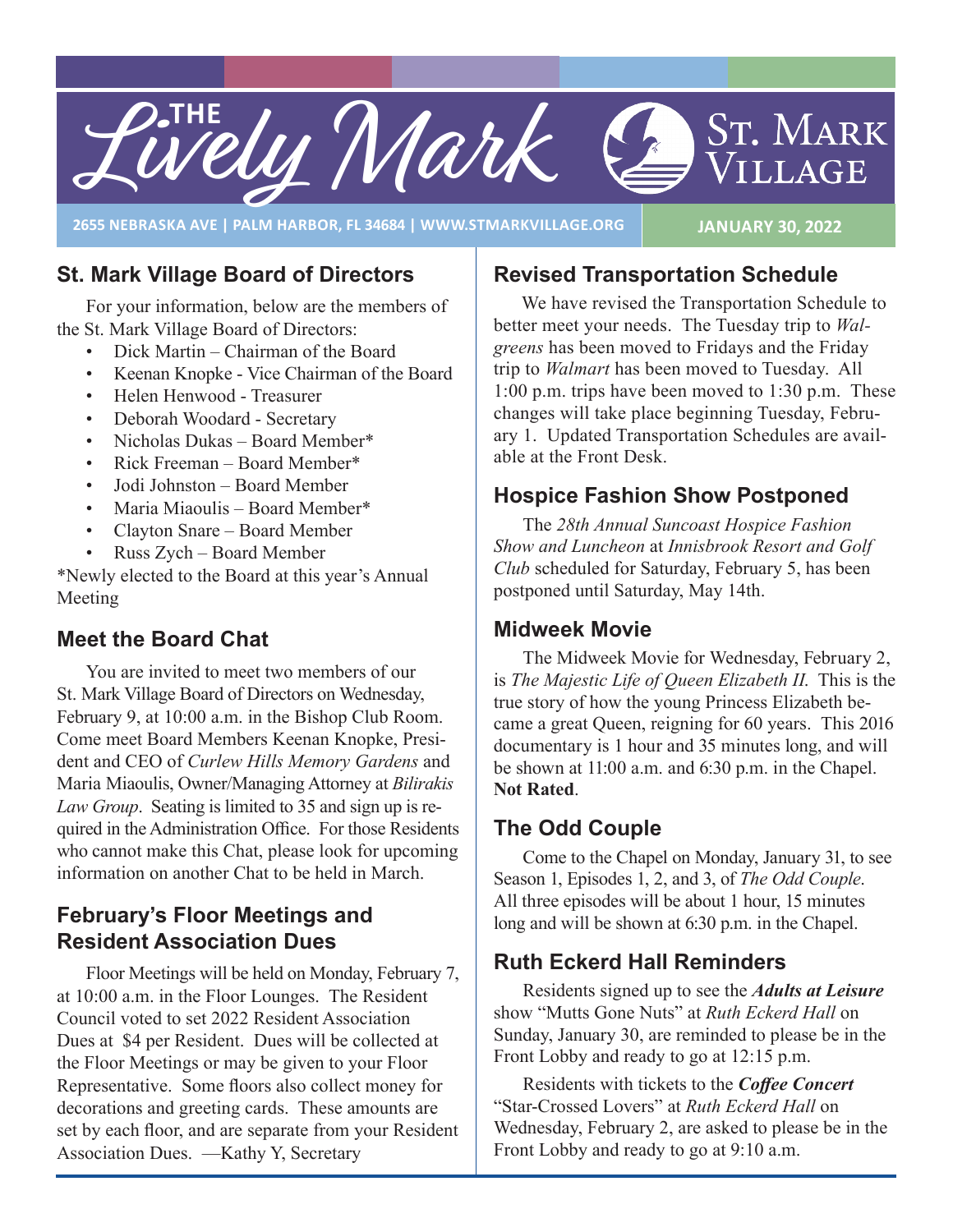# The Lively Mark

# St. Mark Village

2655 NEBRASKA AVE | PALM HARBOR, FL 34684 | WWW.STMARKVILLAGE.ORG

JANUARY 30, 2022

## St. Mark Village Board of Directors

For your information, below are the members of the St. Mark Village Board of Directors:

- Dick Martin – Chairman of the Board
- Keenan Knopke - Vice Chairman of the Board
- Helen Henwood - Treasurer
- Deborah Woodard - Secretary
- Nicholas Dukas – Board Member*
- Rick Freeman – Board Member*
- Jodi Johnston – Board Member
- Maria Miaoulis – Board Member*
- Clayton Snare – Board Member
- Russ Zych – Board Member

*Newly elected to the Board at this year's Annual Meeting

## Meet the Board Chat

You are invited to meet two members of our St. Mark Village Board of Directors on Wednesday, February 9, at 10:00 a.m. in the Bishop Club Room. Come meet Board Members Keenan Knopke, President and CEO of *Curlew Hills Memory Gardens* and Maria Miaoulis, Owner/Managing Attorney at *Bilirakis Law Group*. Seating is limited to 35 and sign up is required in the Administration Office. For those Residents who cannot make this Chat, please look for upcoming information on another Chat to be held in March.

## February's Floor Meetings and Resident Association Dues

Floor Meetings will be held on Monday, February 7, at 10:00 a.m. in the Floor Lounges. The Resident Council voted to set 2022 Resident Association Dues at $4 per Resident. Dues will be collected at the Floor Meetings or may be given to your Floor Representative. Some floors also collect money for decorations and greeting cards. These amounts are set by each floor, and are separate from your Resident Association Dues. —Kathy Y, Secretary

## Revised Transportation Schedule

We have revised the Transportation Schedule to better meet your needs. The Tuesday trip to *Walgreens* has been moved to Fridays and the Friday trip to *Walmart* has been moved to Tuesday. All 1:00 p.m. trips have been moved to 1:30 p.m. These changes will take place beginning Tuesday, February 1. Updated Transportation Schedules are available at the Front Desk.

## Hospice Fashion Show Postponed

The *28th Annual Suncoast Hospice Fashion Show and Luncheon* at *Innisbrook Resort and Golf Club* scheduled for Saturday, February 5, has been postponed until Saturday, May 14th.

## Midweek Movie

The Midweek Movie for Wednesday, February 2, is *The Majestic Life of Queen Elizabeth II.* This is the true story of how the young Princess Elizabeth became a great Queen, reigning for 60 years. This 2016 documentary is 1 hour and 35 minutes long, and will be shown at 11:00 a.m. and 6:30 p.m. in the Chapel. **Not Rated**.

## The Odd Couple

Come to the Chapel on Monday, January 31, to see Season 1, Episodes 1, 2, and 3, of *The Odd Couple*. All three episodes will be about 1 hour, 15 minutes long and will be shown at 6:30 p.m. in the Chapel.

## Ruth Eckerd Hall Reminders

Residents signed up to see the ***Adults at Leisure*** show "Mutts Gone Nuts" at *Ruth Eckerd Hall* on Sunday, January 30, are reminded to please be in the Front Lobby and ready to go at 12:15 p.m.

Residents with tickets to the ***Coffee Concert*** "Star-Crossed Lovers" at *Ruth Eckerd Hall* on Wednesday, February 2, are asked to please be in the Front Lobby and ready to go at 9:10 a.m.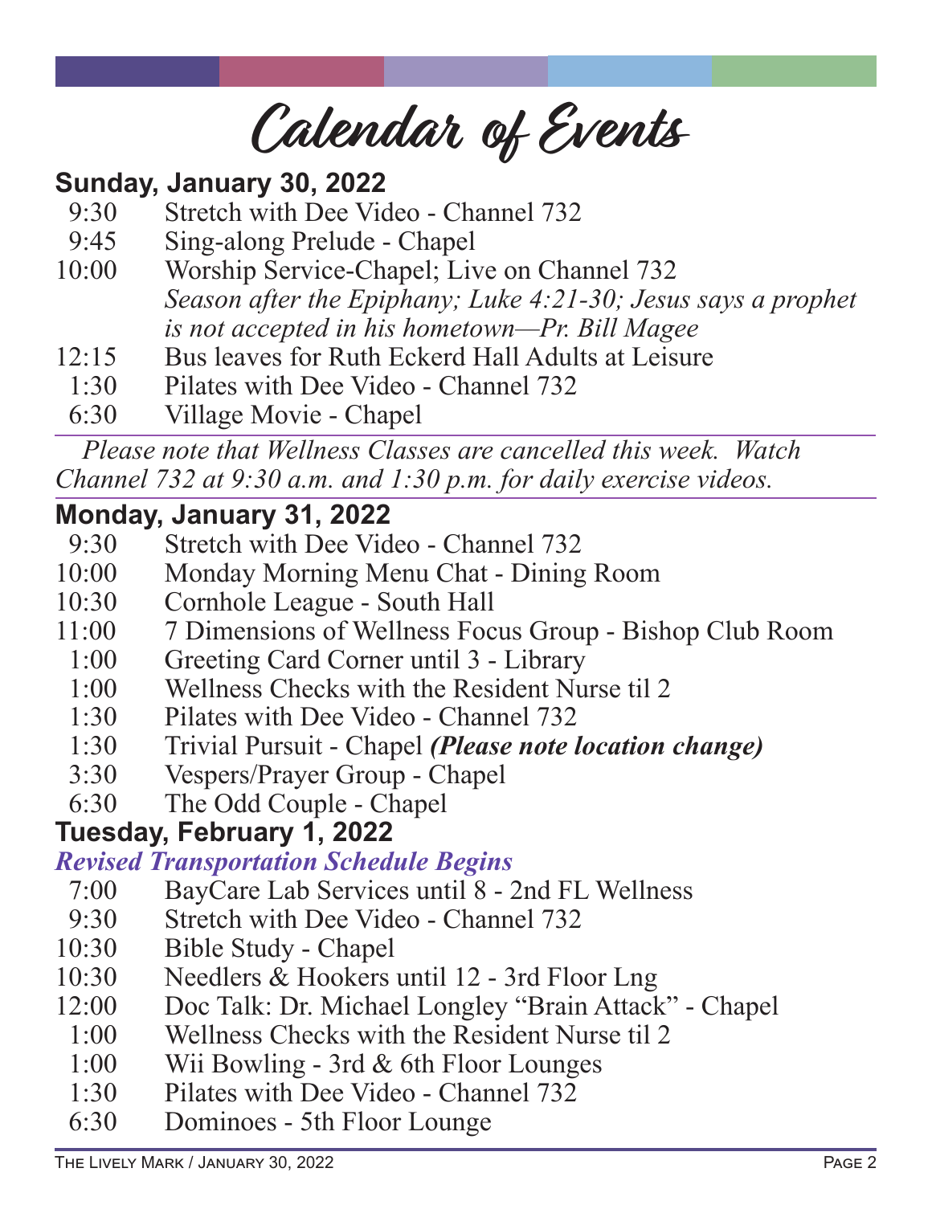# Calendar of Events

## Sunday, January 30, 2022

9:30 Stretch with Dee Video - Channel 732
9:45 Sing-along Prelude - Chapel
10:00 Worship Service-Chapel; Live on Channel 732
*Season after the Epiphany; Luke 4:21-30; Jesus says a prophet is not accepted in his hometown—Pr. Bill Magee*
12:15 Bus leaves for Ruth Eckerd Hall Adults at Leisure
1:30 Pilates with Dee Video - Channel 732
6:30 Village Movie - Chapel

---

*Please note that Wellness Classes are cancelled this week. Watch Channel 732 at 9:30 a.m. and 1:30 p.m. for daily exercise videos.*

---

## Monday, January 31, 2022

9:30 Stretch with Dee Video - Channel 732
10:00 Monday Morning Menu Chat - Dining Room
10:30 Cornhole League - South Hall
11:00 7 Dimensions of Wellness Focus Group - Bishop Club Room
1:00 Greeting Card Corner until 3 - Library
1:00 Wellness Checks with the Resident Nurse til 2
1:30 Pilates with Dee Video - Channel 732
1:30 Trivial Pursuit - Chapel ***(Please note location change)***
3:30 Vespers/Prayer Group - Chapel
6:30 The Odd Couple - Chapel

## Tuesday, February 1, 2022

***Revised Transportation Schedule Begins***

7:00 BayCare Lab Services until 8 - 2nd FL Wellness
9:30 Stretch with Dee Video - Channel 732
10:30 Bible Study - Chapel
10:30 Needlers & Hookers until 12 - 3rd Floor Lng
12:00 Doc Talk: Dr. Michael Longley "Brain Attack" - Chapel
1:00 Wellness Checks with the Resident Nurse til 2
1:00 Wii Bowling - 3rd & 6th Floor Lounges
1:30 Pilates with Dee Video - Channel 732
6:30 Dominoes - 5th Floor Lounge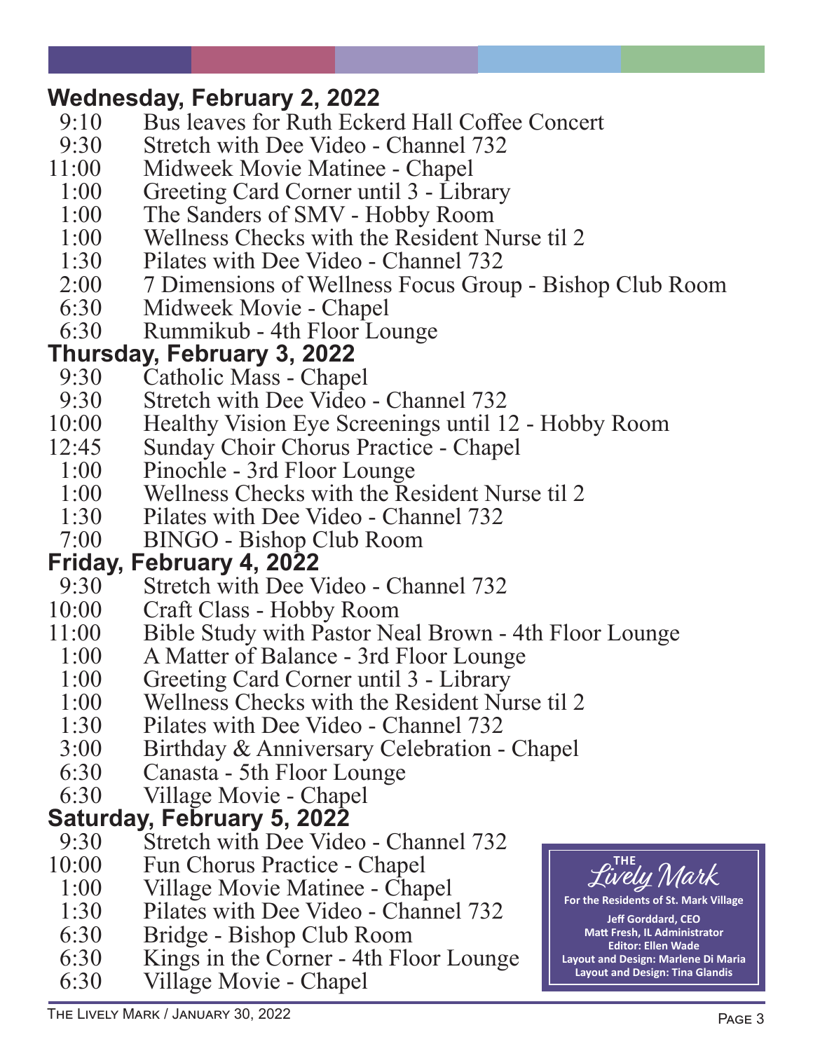## Wednesday, February 2, 2022

- 9:10 Bus leaves for Ruth Eckerd Hall Coffee Concert
- 9:30 Stretch with Dee Video - Channel 732
- 11:00 Midweek Movie Matinee - Chapel
- 1:00 Greeting Card Corner until 3 - Library
- 1:00 The Sanders of SMV - Hobby Room
- 1:00 Wellness Checks with the Resident Nurse til 2
- 1:30 Pilates with Dee Video - Channel 732
- 2:00 7 Dimensions of Wellness Focus Group - Bishop Club Room
- 6:30 Midweek Movie - Chapel
- 6:30 Rummikub - 4th Floor Lounge

## Thursday, February 3, 2022

- 9:30 Catholic Mass - Chapel
- 9:30 Stretch with Dee Video - Channel 732
- 10:00 Healthy Vision Eye Screenings until 12 - Hobby Room
- 12:45 Sunday Choir Chorus Practice - Chapel
- 1:00 Pinochle - 3rd Floor Lounge
- 1:00 Wellness Checks with the Resident Nurse til 2
- 1:30 Pilates with Dee Video - Channel 732
- 7:00 BINGO - Bishop Club Room

## Friday, February 4, 2022

- 9:30 Stretch with Dee Video - Channel 732
- 10:00 Craft Class - Hobby Room
- 11:00 Bible Study with Pastor Neal Brown - 4th Floor Lounge
- 1:00 A Matter of Balance - 3rd Floor Lounge
- 1:00 Greeting Card Corner until 3 - Library
- 1:00 Wellness Checks with the Resident Nurse til 2
- 1:30 Pilates with Dee Video - Channel 732
- 3:00 Birthday & Anniversary Celebration - Chapel
- 6:30 Canasta - 5th Floor Lounge
- 6:30 Village Movie - Chapel

## Saturday, February 5, 2022

- 9:30 Stretch with Dee Video - Channel 732
- 10:00 Fun Chorus Practice - Chapel
- 1:00 Village Movie Matinee - Chapel
- 1:30 Pilates with Dee Video - Channel 732
- 6:30 Bridge - Bishop Club Room
- 6:30 Kings in the Corner - 4th Floor Lounge
- 6:30 Village Movie - Chapel

**THE *Lively Mark***

**For the Residents of St. Mark Village**

**Jeff Gorddard, CEO**
**Matt Fresh, IL Administrator**
**Editor: Ellen Wade**
**Layout and Design: Marlene Di Maria**
**Layout and Design: Tina Glandis**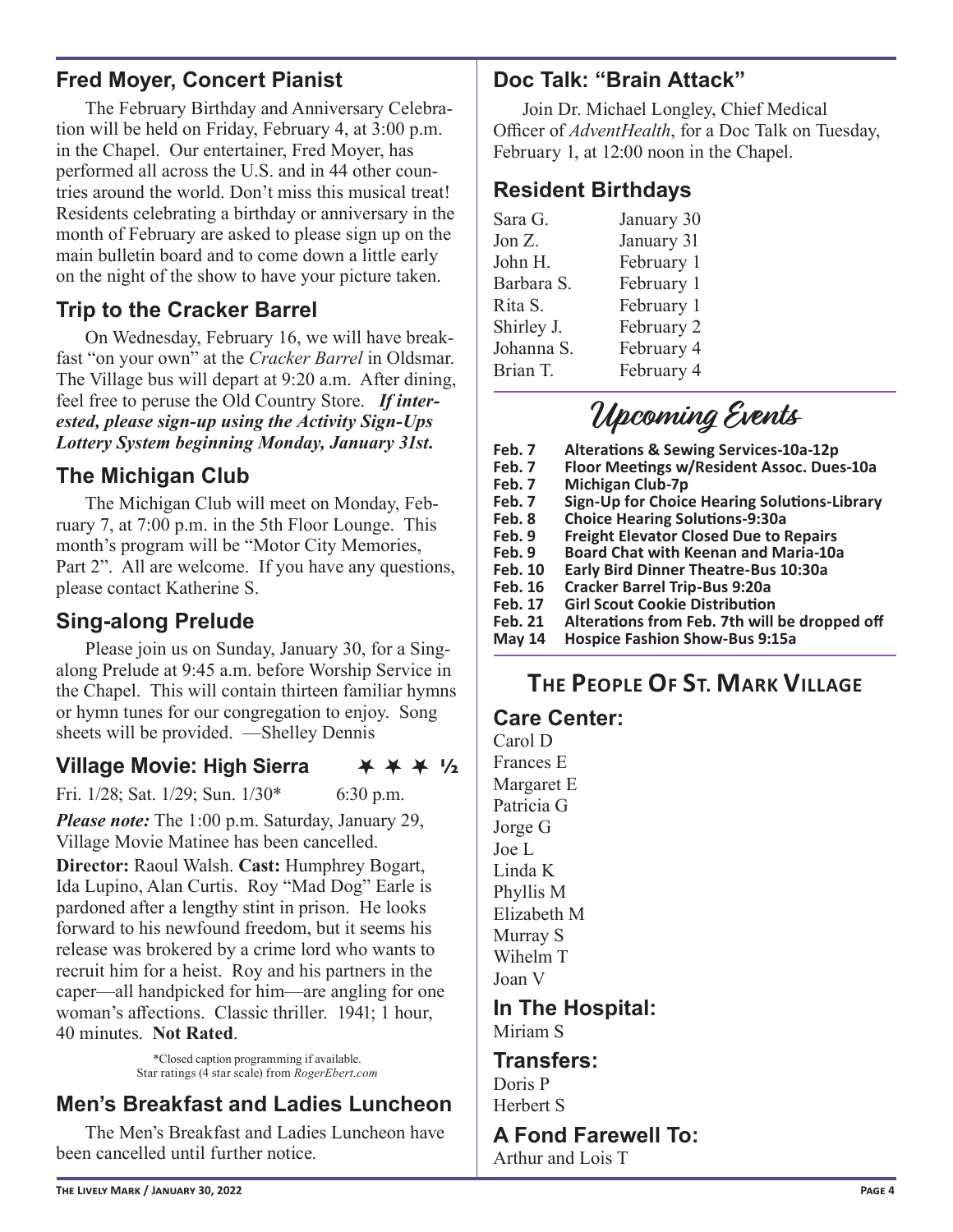## Fred Moyer, Concert Pianist

The February Birthday and Anniversary Celebration will be held on Friday, February 4, at 3:00 p.m. in the Chapel. Our entertainer, Fred Moyer, has performed all across the U.S. and in 44 other countries around the world. Don't miss this musical treat! Residents celebrating a birthday or anniversary in the month of February are asked to please sign up on the main bulletin board and to come down a little early on the night of the show to have your picture taken.

## Trip to the Cracker Barrel

On Wednesday, February 16, we will have breakfast "on your own" at the *Cracker Barrel* in Oldsmar. The Village bus will depart at 9:20 a.m. After dining, feel free to peruse the Old Country Store. ***If interested, please sign-up using the Activity Sign-Ups Lottery System beginning Monday, January 31st.***

## The Michigan Club

The Michigan Club will meet on Monday, February 7, at 7:00 p.m. in the 5th Floor Lounge. This month's program will be "Motor City Memories, Part 2". All are welcome. If you have any questions, please contact Katherine S.

## Sing-along Prelude

Please join us on Sunday, January 30, for a Sing-along Prelude at 9:45 a.m. before Worship Service in the Chapel. This will contain thirteen familiar hymns or hymn tunes for our congregation to enjoy. Song sheets will be provided. —Shelley Dennis

## Village Movie: High Sierra ✶✶✶½

Fri. 1/28; Sat. 1/29; Sun. 1/30* 6:30 p.m.

***Please note:*** The 1:00 p.m. Saturday, January 29, Village Movie Matinee has been cancelled.

**Director:** Raoul Walsh. **Cast:** Humphrey Bogart, Ida Lupino, Alan Curtis. Roy "Mad Dog" Earle is pardoned after a lengthy stint in prison. He looks forward to his newfound freedom, but it seems his release was brokered by a crime lord who wants to recruit him for a heist. Roy and his partners in the caper—all handpicked for him—are angling for one woman's affections. Classic thriller. 1941; 1 hour, 40 minutes. **Not Rated**.

*Closed caption programming if available.
Star ratings (4 star scale) from *RogerEbert.com*

## Men's Breakfast and Ladies Luncheon

The Men's Breakfast and Ladies Luncheon have been cancelled until further notice.

## Doc Talk: "Brain Attack"

Join Dr. Michael Longley, Chief Medical Officer of *AdventHealth*, for a Doc Talk on Tuesday, February 1, at 12:00 noon in the Chapel.

## Resident Birthdays

| | |
|---|---|
| Sara G. | January 30 |
| Jon Z. | January 31 |
| John H. | February 1 |
| Barbara S. | February 1 |
| Rita S. | February 1 |
| Shirley J. | February 2 |
| Johanna S. | February 4 |
| Brian T. | February 4 |

## Upcoming Events

| | |
|---|---|
| **Feb. 7** | **Alterations & Sewing Services-10a-12p** |
| **Feb. 7** | **Floor Meetings w/Resident Assoc. Dues-10a** |
| **Feb. 7** | **Michigan Club-7p** |
| **Feb. 7** | **Sign-Up for Choice Hearing Solutions-Library** |
| **Feb. 8** | **Choice Hearing Solutions-9:30a** |
| **Feb. 9** | **Freight Elevator Closed Due to Repairs** |
| **Feb. 9** | **Board Chat with Keenan and Maria-10a** |
| **Feb. 10** | **Early Bird Dinner Theatre-Bus 10:30a** |
| **Feb. 16** | **Cracker Barrel Trip-Bus 9:20a** |
| **Feb. 17** | **Girl Scout Cookie Distribution** |
| **Feb. 21** | **Alterations from Feb. 7th will be dropped off** |
| **May 14** | **Hospice Fashion Show-Bus 9:15a** |

## The People Of St. Mark Village

### Care Center:

Carol D
Frances E
Margaret E
Patricia G
Jorge G
Joe L
Linda K
Phyllis M
Elizabeth M
Murray S
Wihelm T
Joan V

### In The Hospital:

Miriam S

### Transfers:

Doris P
Herbert S

### A Fond Farewell To:

Arthur and Lois T